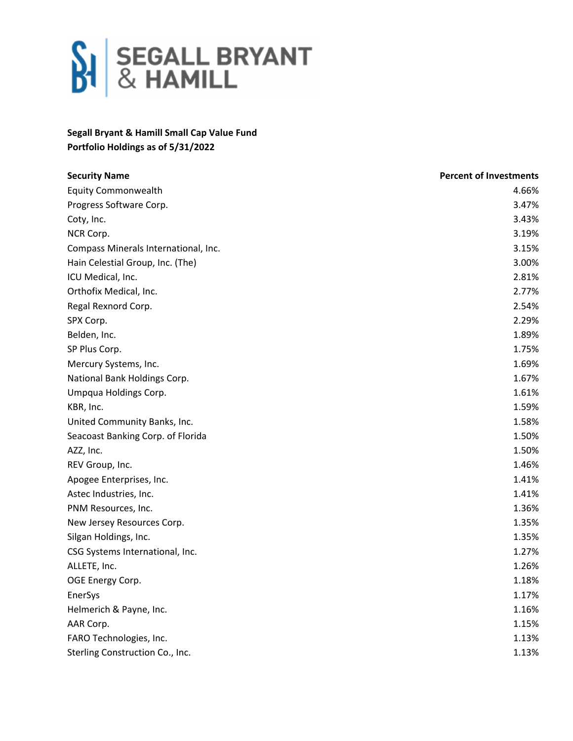# SEGALL BRYANT & HAMILL

**Segall Bryant & Hamill Small Cap Value Fund**
**Portfolio Holdings as of 5/31/2022**

| Security Name | Percent of Investments |
|---|---|
| Equity Commonwealth | 4.66% |
| Progress Software Corp. | 3.47% |
| Coty, Inc. | 3.43% |
| NCR Corp. | 3.19% |
| Compass Minerals International, Inc. | 3.15% |
| Hain Celestial Group, Inc. (The) | 3.00% |
| ICU Medical, Inc. | 2.81% |
| Orthofix Medical, Inc. | 2.77% |
| Regal Rexnord Corp. | 2.54% |
| SPX Corp. | 2.29% |
| Belden, Inc. | 1.89% |
| SP Plus Corp. | 1.75% |
| Mercury Systems, Inc. | 1.69% |
| National Bank Holdings Corp. | 1.67% |
| Umpqua Holdings Corp. | 1.61% |
| KBR, Inc. | 1.59% |
| United Community Banks, Inc. | 1.58% |
| Seacoast Banking Corp. of Florida | 1.50% |
| AZZ, Inc. | 1.50% |
| REV Group, Inc. | 1.46% |
| Apogee Enterprises, Inc. | 1.41% |
| Astec Industries, Inc. | 1.41% |
| PNM Resources, Inc. | 1.36% |
| New Jersey Resources Corp. | 1.35% |
| Silgan Holdings, Inc. | 1.35% |
| CSG Systems International, Inc. | 1.27% |
| ALLETE, Inc. | 1.26% |
| OGE Energy Corp. | 1.18% |
| EnerSys | 1.17% |
| Helmerich & Payne, Inc. | 1.16% |
| AAR Corp. | 1.15% |
| FARO Technologies, Inc. | 1.13% |
| Sterling Construction Co., Inc. | 1.13% |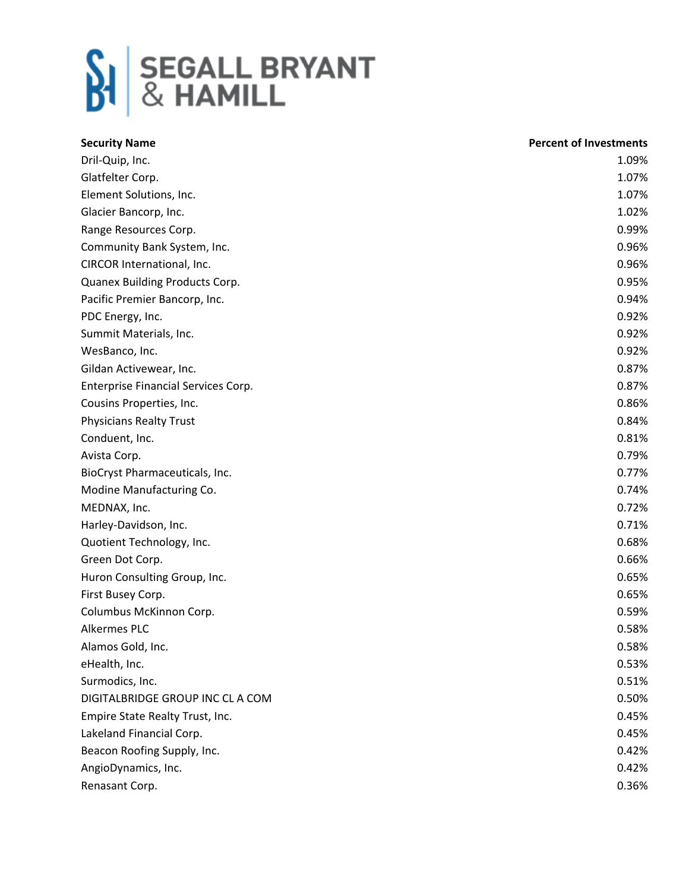# SEGALL BRYANT & HAMILL

| Security Name | Percent of Investments |
|---|---|
| Dril-Quip, Inc. | 1.09% |
| Glatfelter Corp. | 1.07% |
| Element Solutions, Inc. | 1.07% |
| Glacier Bancorp, Inc. | 1.02% |
| Range Resources Corp. | 0.99% |
| Community Bank System, Inc. | 0.96% |
| CIRCOR International, Inc. | 0.96% |
| Quanex Building Products Corp. | 0.95% |
| Pacific Premier Bancorp, Inc. | 0.94% |
| PDC Energy, Inc. | 0.92% |
| Summit Materials, Inc. | 0.92% |
| WesBanco, Inc. | 0.92% |
| Gildan Activewear, Inc. | 0.87% |
| Enterprise Financial Services Corp. | 0.87% |
| Cousins Properties, Inc. | 0.86% |
| Physicians Realty Trust | 0.84% |
| Conduent, Inc. | 0.81% |
| Avista Corp. | 0.79% |
| BioCryst Pharmaceuticals, Inc. | 0.77% |
| Modine Manufacturing Co. | 0.74% |
| MEDNAX, Inc. | 0.72% |
| Harley-Davidson, Inc. | 0.71% |
| Quotient Technology, Inc. | 0.68% |
| Green Dot Corp. | 0.66% |
| Huron Consulting Group, Inc. | 0.65% |
| First Busey Corp. | 0.65% |
| Columbus McKinnon Corp. | 0.59% |
| Alkermes PLC | 0.58% |
| Alamos Gold, Inc. | 0.58% |
| eHealth, Inc. | 0.53% |
| Surmodics, Inc. | 0.51% |
| DIGITALBRIDGE GROUP INC CL A COM | 0.50% |
| Empire State Realty Trust, Inc. | 0.45% |
| Lakeland Financial Corp. | 0.45% |
| Beacon Roofing Supply, Inc. | 0.42% |
| AngioDynamics, Inc. | 0.42% |
| Renasant Corp. | 0.36% |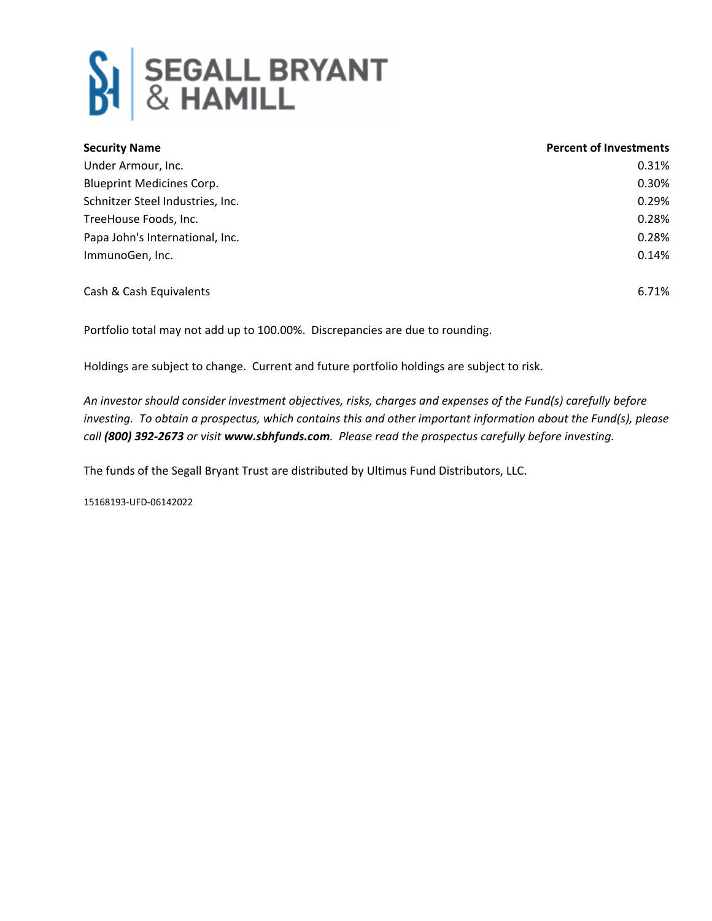SEGALL BRYANT & HAMILL

| Security Name | Percent of Investments |
| --- | --- |
| Under Armour, Inc. | 0.31% |
| Blueprint Medicines Corp. | 0.30% |
| Schnitzer Steel Industries, Inc. | 0.29% |
| TreeHouse Foods, Inc. | 0.28% |
| Papa John's International, Inc. | 0.28% |
| ImmunoGen, Inc. | 0.14% |
| | |
| Cash & Cash Equivalents | 6.71% |

Portfolio total may not add up to 100.00%. Discrepancies are due to rounding.

Holdings are subject to change. Current and future portfolio holdings are subject to risk.

*An investor should consider investment objectives, risks, charges and expenses of the Fund(s) carefully before investing. To obtain a prospectus, which contains this and other important information about the Fund(s), please call* ***(800) 392-2673*** *or visit* ***www.sbhfunds.com****. Please read the prospectus carefully before investing.*

The funds of the Segall Bryant Trust are distributed by Ultimus Fund Distributors, LLC.

15168193-UFD-06142022